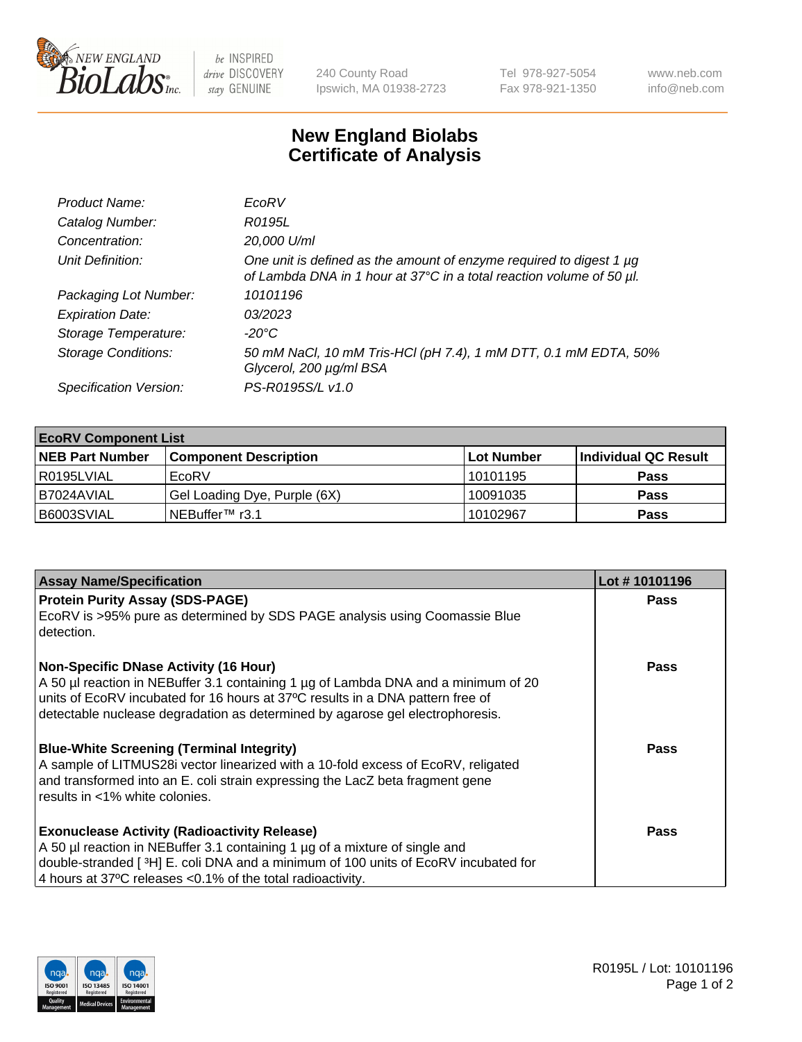# New England Biolabs
## Certificate of Analysis

| | |
|---|---|
| *Product Name:* | *EcoRV* |
| *Catalog Number:* | *R0195L* |
| *Concentration:* | *20,000 U/ml* |
| *Unit Definition:* | *One unit is defined as the amount of enzyme required to digest 1 µg of Lambda DNA in 1 hour at 37°C in a total reaction volume of 50 µl.* |
| *Packaging Lot Number:* | *10101196* |
| *Expiration Date:* | *03/2023* |
| *Storage Temperature:* | *-20°C* |
| *Storage Conditions:* | *50 mM NaCl, 10 mM Tris-HCl (pH 7.4), 1 mM DTT, 0.1 mM EDTA, 50% Glycerol, 200 µg/ml BSA* |
| *Specification Version:* | *PS-R0195S/L v1.0* |

| EcoRV Component List | | | |
|---|---|---|---|
| **NEB Part Number** | **Component Description** | **Lot Number** | **Individual QC Result** |
| R0195LVIAL | EcoRV | 10101195 | **Pass** |
| B7024AVIAL | Gel Loading Dye, Purple (6X) | 10091035 | **Pass** |
| B6003SVIAL | NEBuffer™ r3.1 | 10102967 | **Pass** |

| Assay Name/Specification | Lot # 10101196 |
|---|---|
| **Protein Purity Assay (SDS-PAGE)**<br>EcoRV is >95% pure as determined by SDS PAGE analysis using Coomassie Blue detection. | **Pass** |
| **Non-Specific DNase Activity (16 Hour)**<br>A 50 µl reaction in NEBuffer 3.1 containing 1 µg of Lambda DNA and a minimum of 20 units of EcoRV incubated for 16 hours at 37ºC results in a DNA pattern free of detectable nuclease degradation as determined by agarose gel electrophoresis. | **Pass** |
| **Blue-White Screening (Terminal Integrity)**<br>A sample of LITMUS28i vector linearized with a 10-fold excess of EcoRV, religated and transformed into an E. coli strain expressing the LacZ beta fragment gene results in <1% white colonies. | **Pass** |
| **Exonuclease Activity (Radioactivity Release)**<br>A 50 µl reaction in NEBuffer 3.1 containing 1 µg of a mixture of single and double-stranded [ $^3$H] E. coli DNA and a minimum of 100 units of EcoRV incubated for 4 hours at 37ºC releases <0.1% of the total radioactivity. | **Pass** |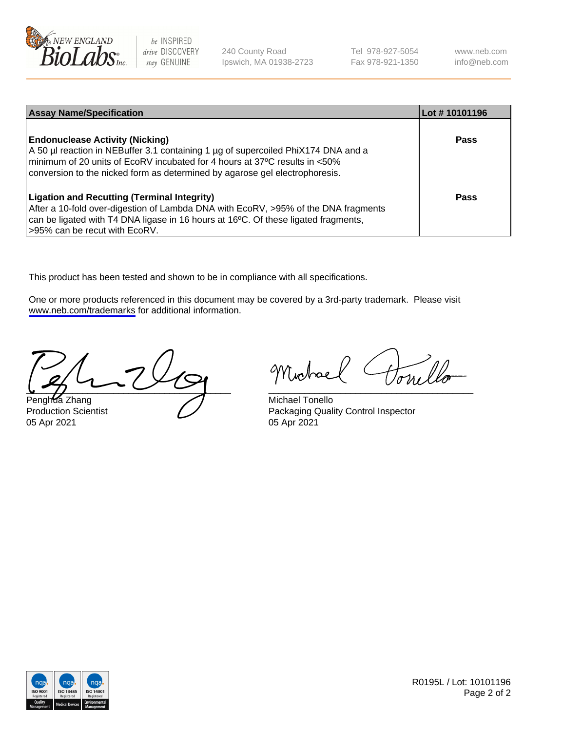| Assay Name/Specification | Lot # 10101196 |
|---|---|
| **Endonuclease Activity (Nicking)**<br>A 50 µl reaction in NEBuffer 3.1 containing 1 µg of supercoiled PhiX174 DNA and a minimum of 20 units of EcoRV incubated for 4 hours at 37ºC results in <50% conversion to the nicked form as determined by agarose gel electrophoresis. | **Pass** |
| **Ligation and Recutting (Terminal Integrity)**<br>After a 10-fold over-digestion of Lambda DNA with EcoRV, >95% of the DNA fragments can be ligated with T4 DNA ligase in 16 hours at 16ºC. Of these ligated fragments, >95% can be recut with EcoRV. | **Pass** |

This product has been tested and shown to be in compliance with all specifications.

One or more products referenced in this document may be covered by a 3rd-party trademark. Please visit www.neb.com/trademarks for additional information.

Penghua Zhang
Production Scientist
05 Apr 2021

Michael Tonello
Packaging Quality Control Inspector
05 Apr 2021

R0195L / Lot: 10101196